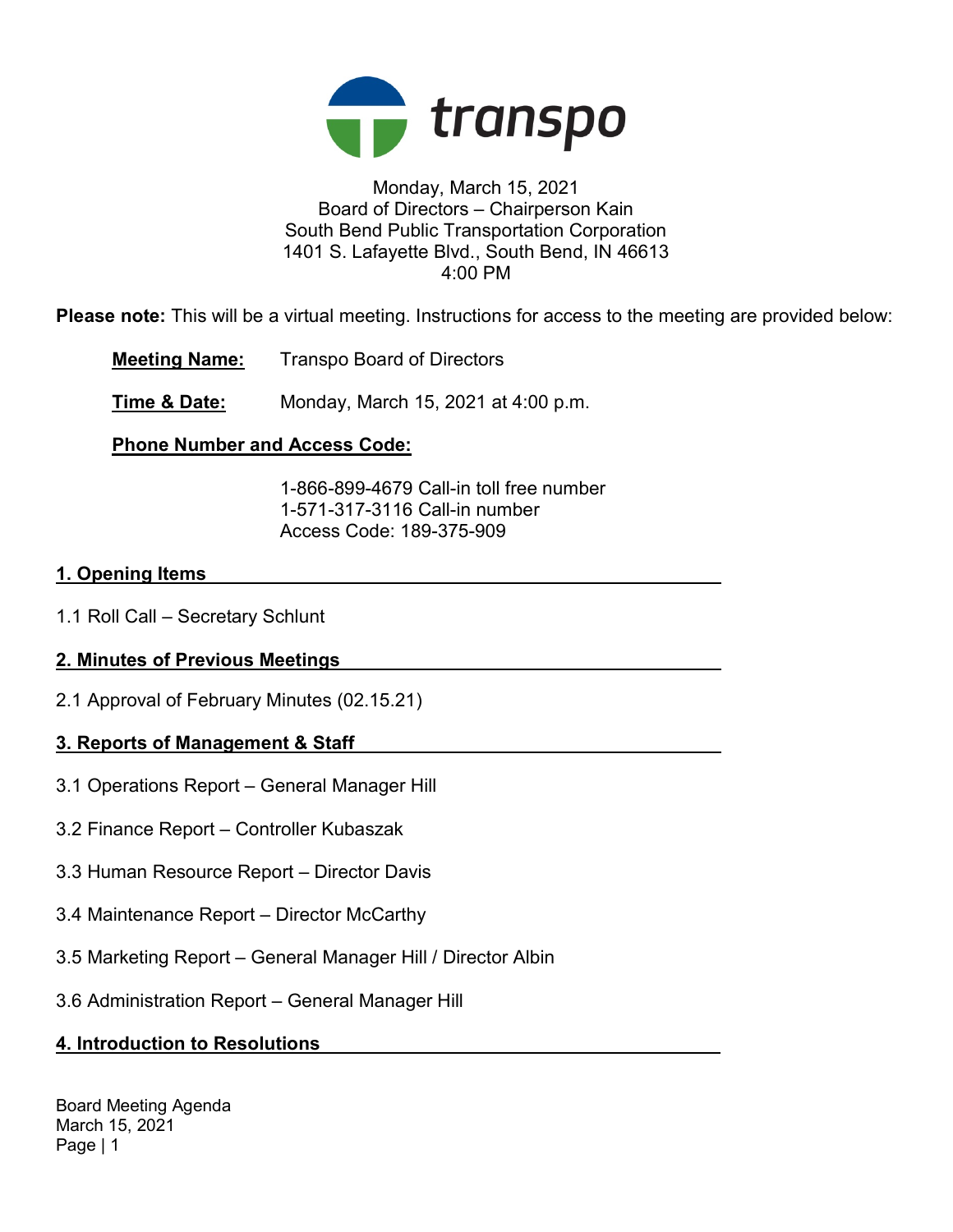transpo

Monday, March 15, 2021
Board of Directors – Chairperson Kain
South Bend Public Transportation Corporation
1401 S. Lafayette Blvd., South Bend, IN 46613
4:00 PM

**Please note:** This will be a virtual meeting. Instructions for access to the meeting are provided below:

**Meeting Name:** Transpo Board of Directors

**Time & Date:** Monday, March 15, 2021 at 4:00 p.m.

**Phone Number and Access Code:**

1-866-899-4679 Call-in toll free number
1-571-317-3116 Call-in number
Access Code: 189-375-909

## 1. Opening Items

1.1 Roll Call – Secretary Schlunt

## 2. Minutes of Previous Meetings

2.1 Approval of February Minutes (02.15.21)

## 3. Reports of Management & Staff

3.1 Operations Report – General Manager Hill

3.2 Finance Report – Controller Kubaszak

3.3 Human Resource Report – Director Davis

3.4 Maintenance Report – Director McCarthy

3.5 Marketing Report – General Manager Hill / Director Albin

3.6 Administration Report – General Manager Hill

## 4. Introduction to Resolutions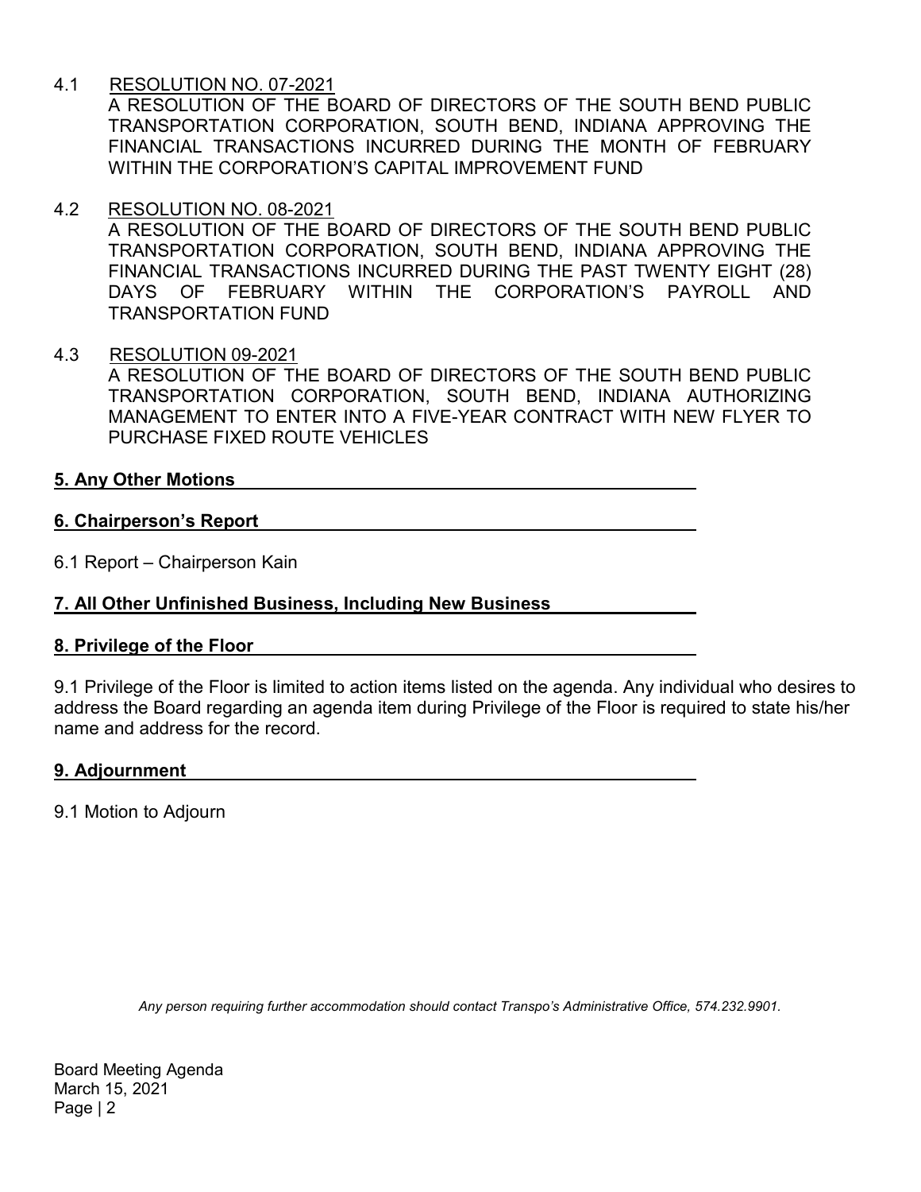4.1 RESOLUTION NO. 07-2021

A RESOLUTION OF THE BOARD OF DIRECTORS OF THE SOUTH BEND PUBLIC TRANSPORTATION CORPORATION, SOUTH BEND, INDIANA APPROVING THE FINANCIAL TRANSACTIONS INCURRED DURING THE MONTH OF FEBRUARY WITHIN THE CORPORATION'S CAPITAL IMPROVEMENT FUND

4.2 RESOLUTION NO. 08-2021

A RESOLUTION OF THE BOARD OF DIRECTORS OF THE SOUTH BEND PUBLIC TRANSPORTATION CORPORATION, SOUTH BEND, INDIANA APPROVING THE FINANCIAL TRANSACTIONS INCURRED DURING THE PAST TWENTY EIGHT (28) DAYS OF FEBRUARY WITHIN THE CORPORATION'S PAYROLL AND TRANSPORTATION FUND

4.3 RESOLUTION 09-2021

A RESOLUTION OF THE BOARD OF DIRECTORS OF THE SOUTH BEND PUBLIC TRANSPORTATION CORPORATION, SOUTH BEND, INDIANA AUTHORIZING MANAGEMENT TO ENTER INTO A FIVE-YEAR CONTRACT WITH NEW FLYER TO PURCHASE FIXED ROUTE VEHICLES

**5. Any Other Motions**

**6. Chairperson's Report**

6.1 Report – Chairperson Kain

**7. All Other Unfinished Business, Including New Business**

**8. Privilege of the Floor**

9.1 Privilege of the Floor is limited to action items listed on the agenda. Any individual who desires to address the Board regarding an agenda item during Privilege of the Floor is required to state his/her name and address for the record.

**9. Adjournment**

9.1 Motion to Adjourn

*Any person requiring further accommodation should contact Transpo's Administrative Office, 574.232.9901.*